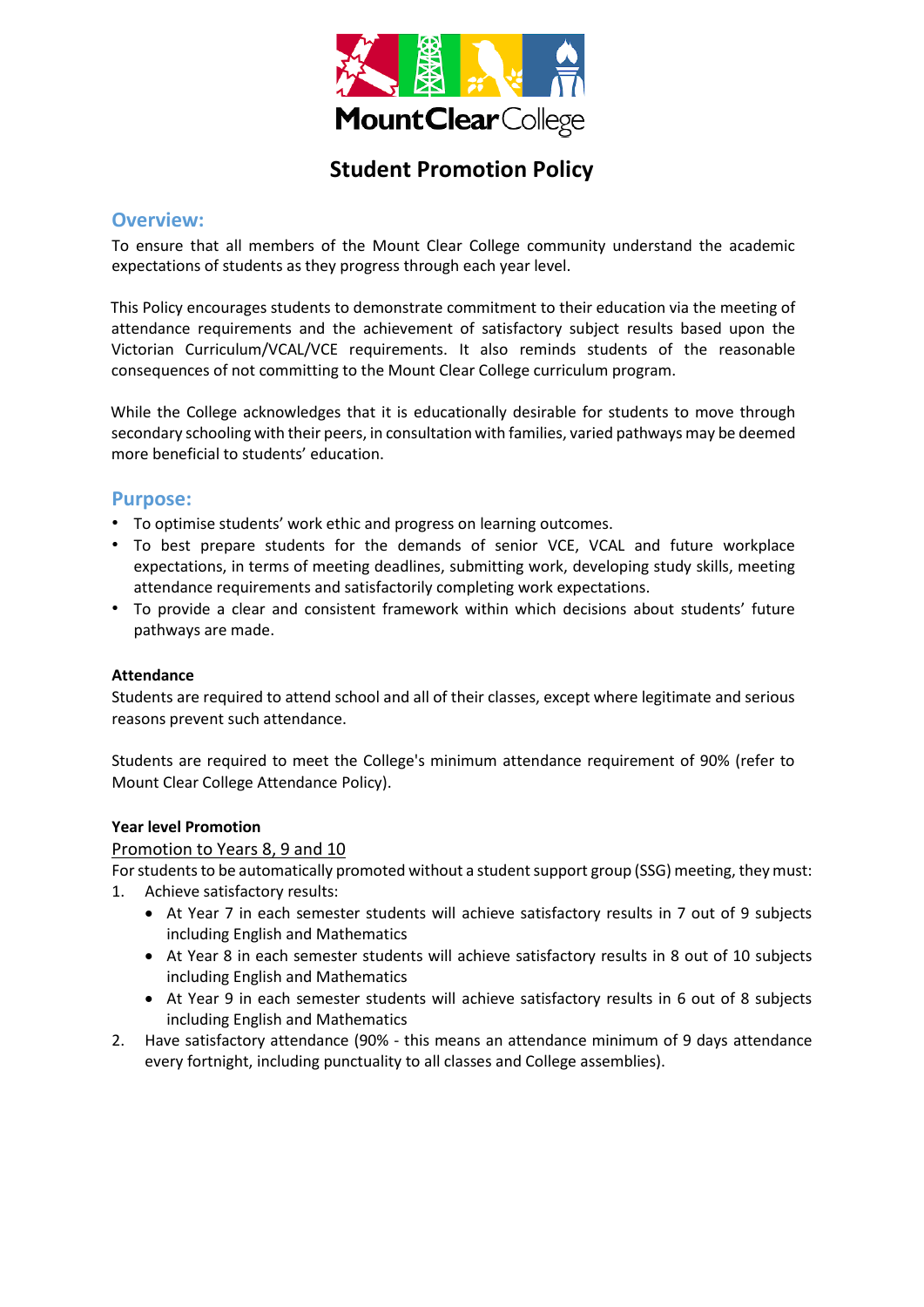# Student Promotion Policy

## Overview:

To ensure that all members of the Mount Clear College community understand the academic expectations of students as they progress through each year level.

This Policy encourages students to demonstrate commitment to their education via the meeting of attendance requirements and the achievement of satisfactory subject results based upon the Victorian Curriculum/VCAL/VCE requirements. It also reminds students of the reasonable consequences of not committing to the Mount Clear College curriculum program.

While the College acknowledges that it is educationally desirable for students to move through secondary schooling with their peers, in consultation with families, varied pathways may be deemed more beneficial to students' education.

## Purpose:

- To optimise students' work ethic and progress on learning outcomes.
- To best prepare students for the demands of senior VCE, VCAL and future workplace expectations, in terms of meeting deadlines, submitting work, developing study skills, meeting attendance requirements and satisfactorily completing work expectations.
- To provide a clear and consistent framework within which decisions about students' future pathways are made.

**Attendance**

Students are required to attend school and all of their classes, except where legitimate and serious reasons prevent such attendance.

Students are required to meet the College's minimum attendance requirement of 90% (refer to Mount Clear College Attendance Policy).

**Year level Promotion**

Promotion to Years 8, 9 and 10

For students to be automatically promoted without a student support group (SSG) meeting, they must:

1. Achieve satisfactory results:
   - At Year 7 in each semester students will achieve satisfactory results in 7 out of 9 subjects including English and Mathematics
   - At Year 8 in each semester students will achieve satisfactory results in 8 out of 10 subjects including English and Mathematics
   - At Year 9 in each semester students will achieve satisfactory results in 6 out of 8 subjects including English and Mathematics
2. Have satisfactory attendance (90% - this means an attendance minimum of 9 days attendance every fortnight, including punctuality to all classes and College assemblies).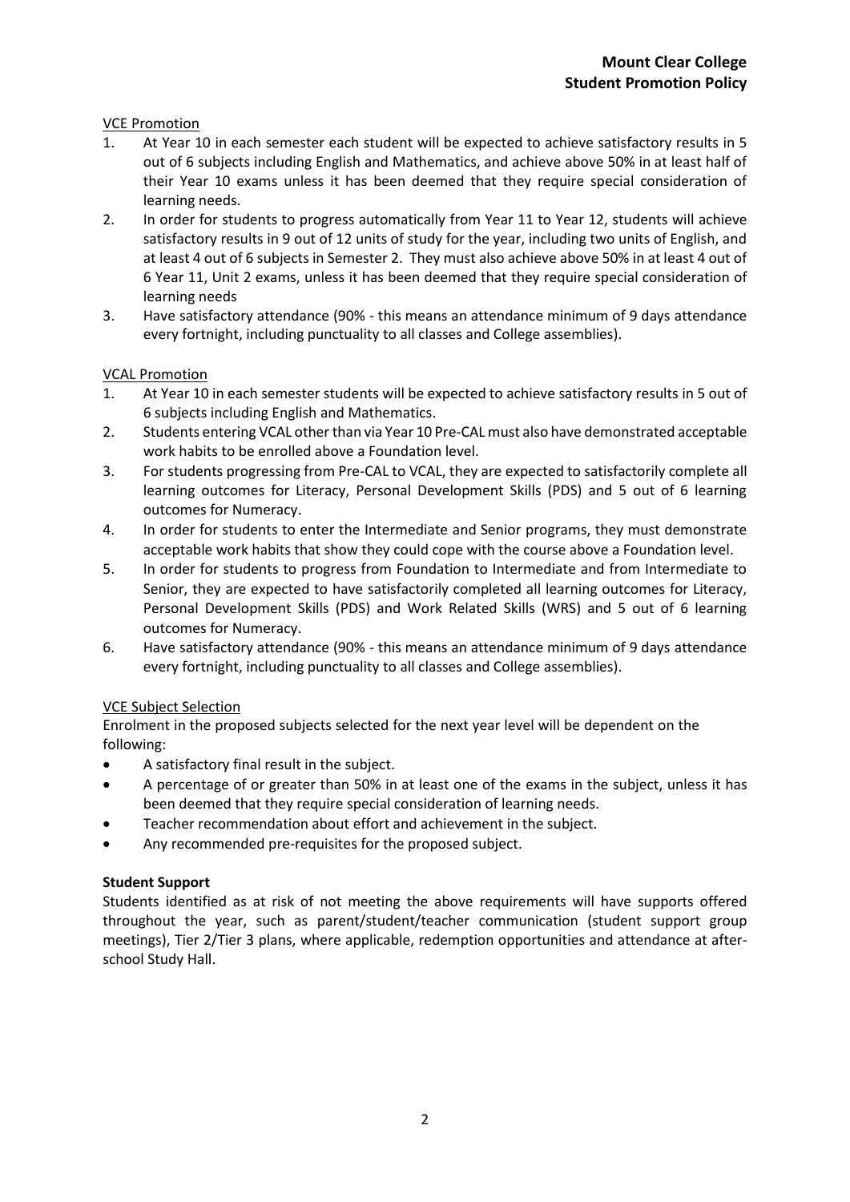**Mount Clear College**
**Student Promotion Policy**

VCE Promotion

1. At Year 10 in each semester each student will be expected to achieve satisfactory results in 5 out of 6 subjects including English and Mathematics, and achieve above 50% in at least half of their Year 10 exams unless it has been deemed that they require special consideration of learning needs.
2. In order for students to progress automatically from Year 11 to Year 12, students will achieve satisfactory results in 9 out of 12 units of study for the year, including two units of English, and at least 4 out of 6 subjects in Semester 2. They must also achieve above 50% in at least 4 out of 6 Year 11, Unit 2 exams, unless it has been deemed that they require special consideration of learning needs
3. Have satisfactory attendance (90% - this means an attendance minimum of 9 days attendance every fortnight, including punctuality to all classes and College assemblies).

VCAL Promotion

1. At Year 10 in each semester students will be expected to achieve satisfactory results in 5 out of 6 subjects including English and Mathematics.
2. Students entering VCAL other than via Year 10 Pre-CAL must also have demonstrated acceptable work habits to be enrolled above a Foundation level.
3. For students progressing from Pre-CAL to VCAL, they are expected to satisfactorily complete all learning outcomes for Literacy, Personal Development Skills (PDS) and 5 out of 6 learning outcomes for Numeracy.
4. In order for students to enter the Intermediate and Senior programs, they must demonstrate acceptable work habits that show they could cope with the course above a Foundation level.
5. In order for students to progress from Foundation to Intermediate and from Intermediate to Senior, they are expected to have satisfactorily completed all learning outcomes for Literacy, Personal Development Skills (PDS) and Work Related Skills (WRS) and 5 out of 6 learning outcomes for Numeracy.
6. Have satisfactory attendance (90% - this means an attendance minimum of 9 days attendance every fortnight, including punctuality to all classes and College assemblies).

VCE Subject Selection

Enrolment in the proposed subjects selected for the next year level will be dependent on the following:

- A satisfactory final result in the subject.
- A percentage of or greater than 50% in at least one of the exams in the subject, unless it has been deemed that they require special consideration of learning needs.
- Teacher recommendation about effort and achievement in the subject.
- Any recommended pre-requisites for the proposed subject.

**Student Support**

Students identified as at risk of not meeting the above requirements will have supports offered throughout the year, such as parent/student/teacher communication (student support group meetings), Tier 2/Tier 3 plans, where applicable, redemption opportunities and attendance at after-school Study Hall.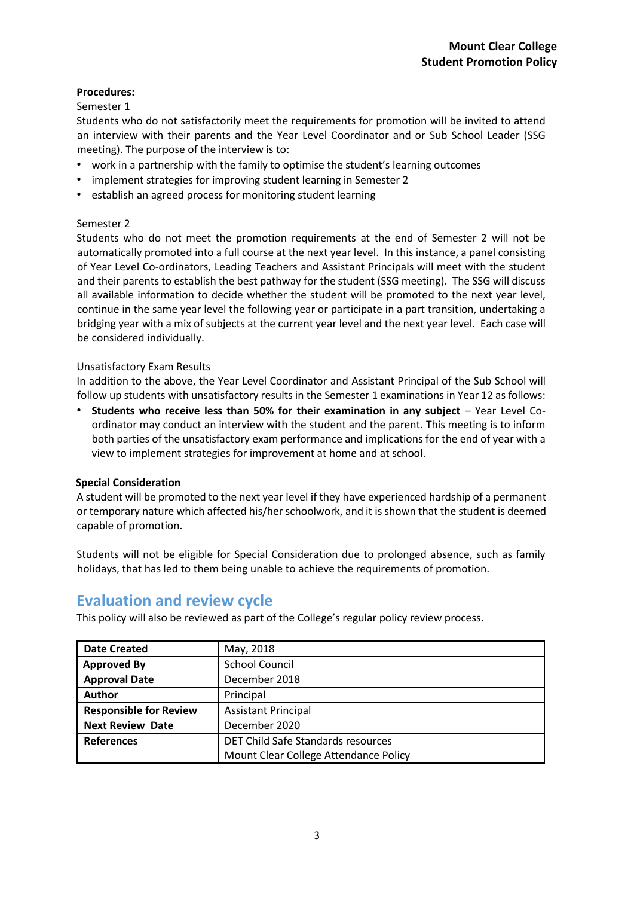**Procedures:**

Semester 1

Students who do not satisfactorily meet the requirements for promotion will be invited to attend an interview with their parents and the Year Level Coordinator and or Sub School Leader (SSG meeting). The purpose of the interview is to:

- work in a partnership with the family to optimise the student's learning outcomes
- implement strategies for improving student learning in Semester 2
- establish an agreed process for monitoring student learning

Semester 2

Students who do not meet the promotion requirements at the end of Semester 2 will not be automatically promoted into a full course at the next year level. In this instance, a panel consisting of Year Level Co-ordinators, Leading Teachers and Assistant Principals will meet with the student and their parents to establish the best pathway for the student (SSG meeting). The SSG will discuss all available information to decide whether the student will be promoted to the next year level, continue in the same year level the following year or participate in a part transition, undertaking a bridging year with a mix of subjects at the current year level and the next year level. Each case will be considered individually.

Unsatisfactory Exam Results

In addition to the above, the Year Level Coordinator and Assistant Principal of the Sub School will follow up students with unsatisfactory results in the Semester 1 examinations in Year 12 as follows:

- **Students who receive less than 50% for their examination in any subject** – Year Level Co-ordinator may conduct an interview with the student and the parent. This meeting is to inform both parties of the unsatisfactory exam performance and implications for the end of year with a view to implement strategies for improvement at home and at school.

**Special Consideration**

A student will be promoted to the next year level if they have experienced hardship of a permanent or temporary nature which affected his/her schoolwork, and it is shown that the student is deemed capable of promotion.

Students will not be eligible for Special Consideration due to prolonged absence, such as family holidays, that has led to them being unable to achieve the requirements of promotion.

## Evaluation and review cycle

This policy will also be reviewed as part of the College's regular policy review process.

| | |
|---|---|
| **Date Created** | May, 2018 |
| **Approved By** | School Council |
| **Approval Date** | December 2018 |
| **Author** | Principal |
| **Responsible for Review** | Assistant Principal |
| **Next Review Date** | December 2020 |
| **References** | DET Child Safe Standards resources<br>Mount Clear College Attendance Policy |